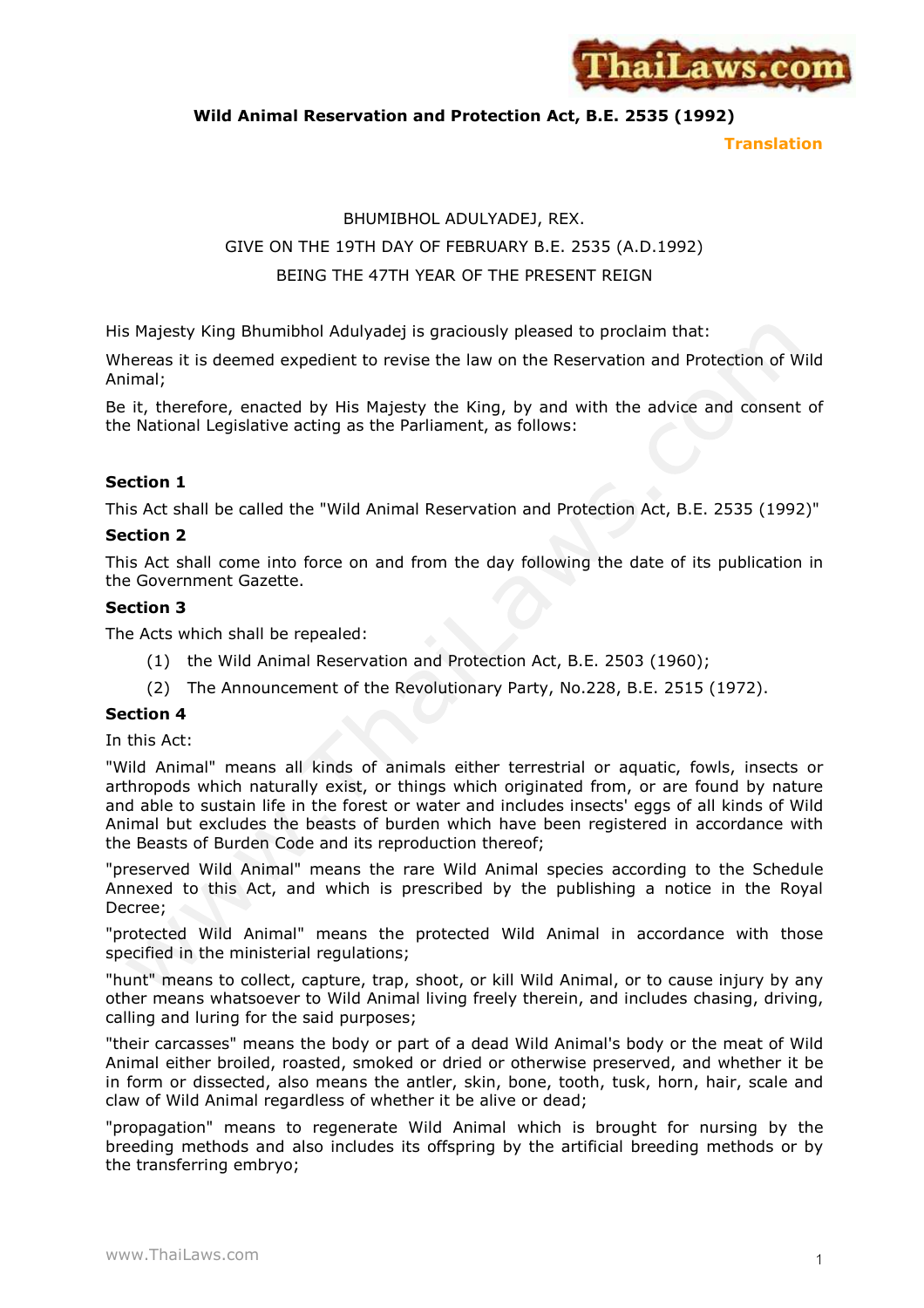# Wild Animal Reservation and Protection Act, B.E. 2535 (1992)

**Translation**

BHUMIBHOL ADULYADEJ, REX.

GIVE ON THE 19TH DAY OF FEBRUARY B.E. 2535 (A.D.1992)

BEING THE 47TH YEAR OF THE PRESENT REIGN

His Majesty King Bhumibhol Adulyadej is graciously pleased to proclaim that:

Whereas it is deemed expedient to revise the law on the Reservation and Protection of Wild Animal;

Be it, therefore, enacted by His Majesty the King, by and with the advice and consent of the National Legislative acting as the Parliament, as follows:

### Section 1

This Act shall be called the "Wild Animal Reservation and Protection Act, B.E. 2535 (1992)"

### Section 2

This Act shall come into force on and from the day following the date of its publication in the Government Gazette.

### Section 3

The Acts which shall be repealed:

(1) the Wild Animal Reservation and Protection Act, B.E. 2503 (1960);

(2) The Announcement of the Revolutionary Party, No.228, B.E. 2515 (1972).

### Section 4

In this Act:

"Wild Animal" means all kinds of animals either terrestrial or aquatic, fowls, insects or arthropods which naturally exist, or things which originated from, or are found by nature and able to sustain life in the forest or water and includes insects' eggs of all kinds of Wild Animal but excludes the beasts of burden which have been registered in accordance with the Beasts of Burden Code and its reproduction thereof;

"preserved Wild Animal" means the rare Wild Animal species according to the Schedule Annexed to this Act, and which is prescribed by the publishing a notice in the Royal Decree;

"protected Wild Animal" means the protected Wild Animal in accordance with those specified in the ministerial regulations;

"hunt" means to collect, capture, trap, shoot, or kill Wild Animal, or to cause injury by any other means whatsoever to Wild Animal living freely therein, and includes chasing, driving, calling and luring for the said purposes;

"their carcasses" means the body or part of a dead Wild Animal's body or the meat of Wild Animal either broiled, roasted, smoked or dried or otherwise preserved, and whether it be in form or dissected, also means the antler, skin, bone, tooth, tusk, horn, hair, scale and claw of Wild Animal regardless of whether it be alive or dead;

"propagation" means to regenerate Wild Animal which is brought for nursing by the breeding methods and also includes its offspring by the artificial breeding methods or by the transferring embryo;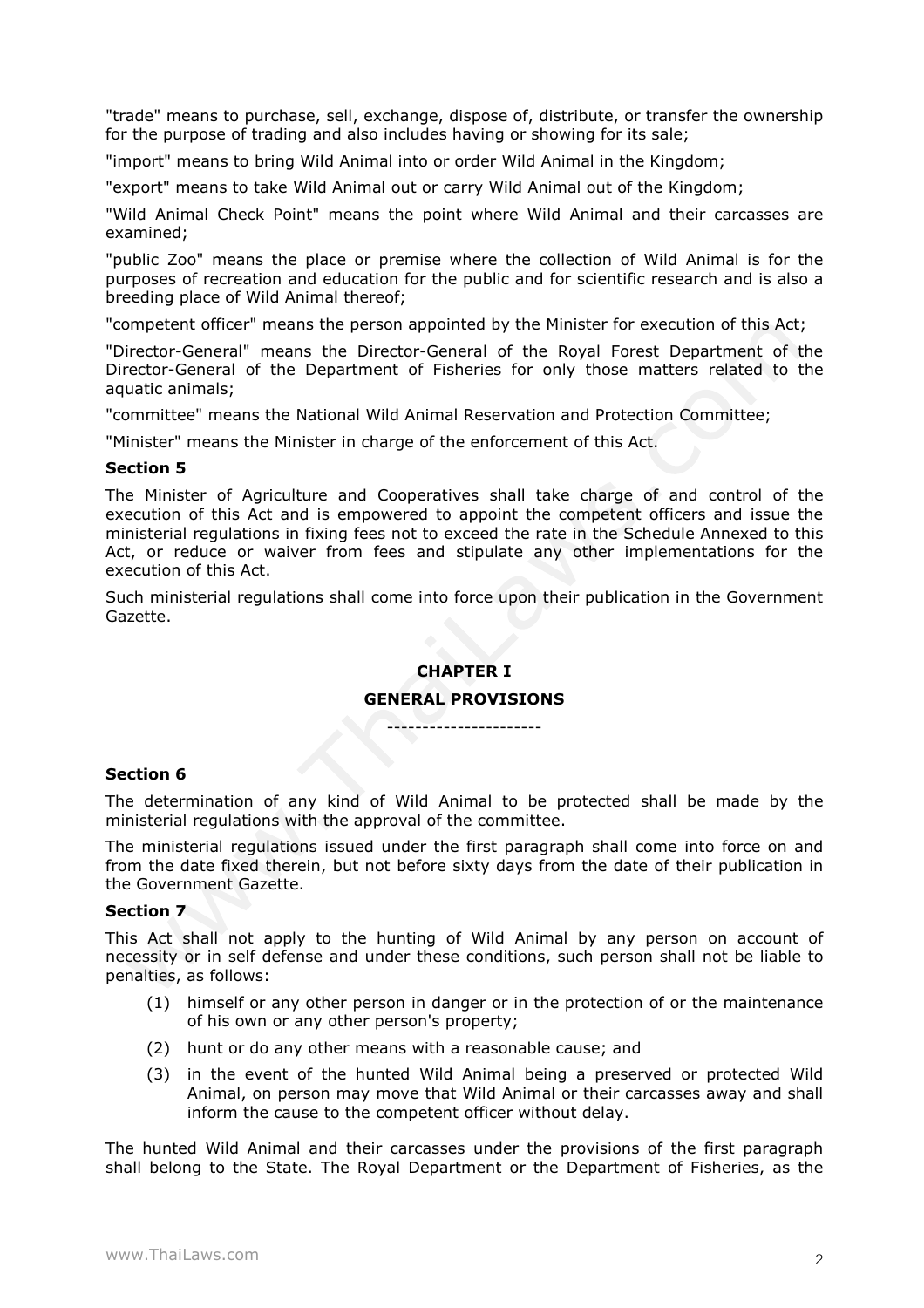"trade" means to purchase, sell, exchange, dispose of, distribute, or transfer the ownership for the purpose of trading and also includes having or showing for its sale;

"import" means to bring Wild Animal into or order Wild Animal in the Kingdom;

"export" means to take Wild Animal out or carry Wild Animal out of the Kingdom;

"Wild Animal Check Point" means the point where Wild Animal and their carcasses are examined;

"public Zoo" means the place or premise where the collection of Wild Animal is for the purposes of recreation and education for the public and for scientific research and is also a breeding place of Wild Animal thereof;

"competent officer" means the person appointed by the Minister for execution of this Act;

"Director-General" means the Director-General of the Royal Forest Department of the Director-General of the Department of Fisheries for only those matters related to the aquatic animals;

"committee" means the National Wild Animal Reservation and Protection Committee;

"Minister" means the Minister in charge of the enforcement of this Act.

**Section 5**

The Minister of Agriculture and Cooperatives shall take charge of and control of the execution of this Act and is empowered to appoint the competent officers and issue the ministerial regulations in fixing fees not to exceed the rate in the Schedule Annexed to this Act, or reduce or waiver from fees and stipulate any other implementations for the execution of this Act.

Such ministerial regulations shall come into force upon their publication in the Government Gazette.

## CHAPTER I

## GENERAL PROVISIONS

----------------------

**Section 6**

The determination of any kind of Wild Animal to be protected shall be made by the ministerial regulations with the approval of the committee.

The ministerial regulations issued under the first paragraph shall come into force on and from the date fixed therein, but not before sixty days from the date of their publication in the Government Gazette.

**Section 7**

This Act shall not apply to the hunting of Wild Animal by any person on account of necessity or in self defense and under these conditions, such person shall not be liable to penalties, as follows:

(1) himself or any other person in danger or in the protection of or the maintenance of his own or any other person's property;

(2) hunt or do any other means with a reasonable cause; and

(3) in the event of the hunted Wild Animal being a preserved or protected Wild Animal, on person may move that Wild Animal or their carcasses away and shall inform the cause to the competent officer without delay.

The hunted Wild Animal and their carcasses under the provisions of the first paragraph shall belong to the State. The Royal Department or the Department of Fisheries, as the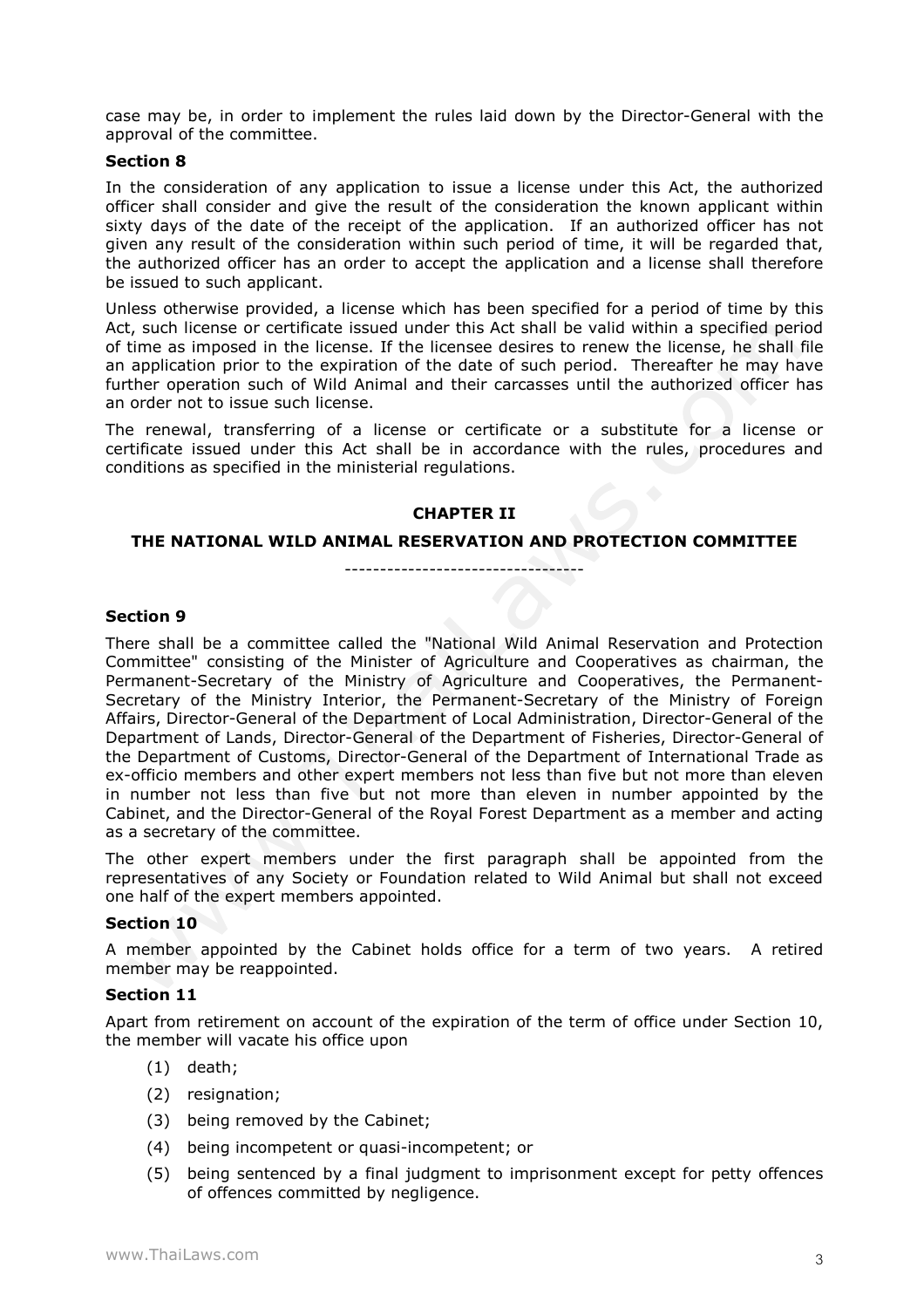case may be, in order to implement the rules laid down by the Director-General with the approval of the committee.

**Section 8**

In the consideration of any application to issue a license under this Act, the authorized officer shall consider and give the result of the consideration the known applicant within sixty days of the date of the receipt of the application. If an authorized officer has not given any result of the consideration within such period of time, it will be regarded that, the authorized officer has an order to accept the application and a license shall therefore be issued to such applicant.

Unless otherwise provided, a license which has been specified for a period of time by this Act, such license or certificate issued under this Act shall be valid within a specified period of time as imposed in the license. If the licensee desires to renew the license, he shall file an application prior to the expiration of the date of such period. Thereafter he may have further operation such of Wild Animal and their carcasses until the authorized officer has an order not to issue such license.

The renewal, transferring of a license or certificate or a substitute for a license or certificate issued under this Act shall be in accordance with the rules, procedures and conditions as specified in the ministerial regulations.

## CHAPTER II

## THE NATIONAL WILD ANIMAL RESERVATION AND PROTECTION COMMITTEE

----------------------------------

**Section 9**

There shall be a committee called the "National Wild Animal Reservation and Protection Committee" consisting of the Minister of Agriculture and Cooperatives as chairman, the Permanent-Secretary of the Ministry of Agriculture and Cooperatives, the Permanent-Secretary of the Ministry Interior, the Permanent-Secretary of the Ministry of Foreign Affairs, Director-General of the Department of Local Administration, Director-General of the Department of Lands, Director-General of the Department of Fisheries, Director-General of the Department of Customs, Director-General of the Department of International Trade as ex-officio members and other expert members not less than five but not more than eleven in number not less than five but not more than eleven in number appointed by the Cabinet, and the Director-General of the Royal Forest Department as a member and acting as a secretary of the committee.

The other expert members under the first paragraph shall be appointed from the representatives of any Society or Foundation related to Wild Animal but shall not exceed one half of the expert members appointed.

**Section 10**

A member appointed by the Cabinet holds office for a term of two years. A retired member may be reappointed.

**Section 11**

Apart from retirement on account of the expiration of the term of office under Section 10, the member will vacate his office upon

(1) death;

(2) resignation;

(3) being removed by the Cabinet;

(4) being incompetent or quasi-incompetent; or

(5) being sentenced by a final judgment to imprisonment except for petty offences of offences committed by negligence.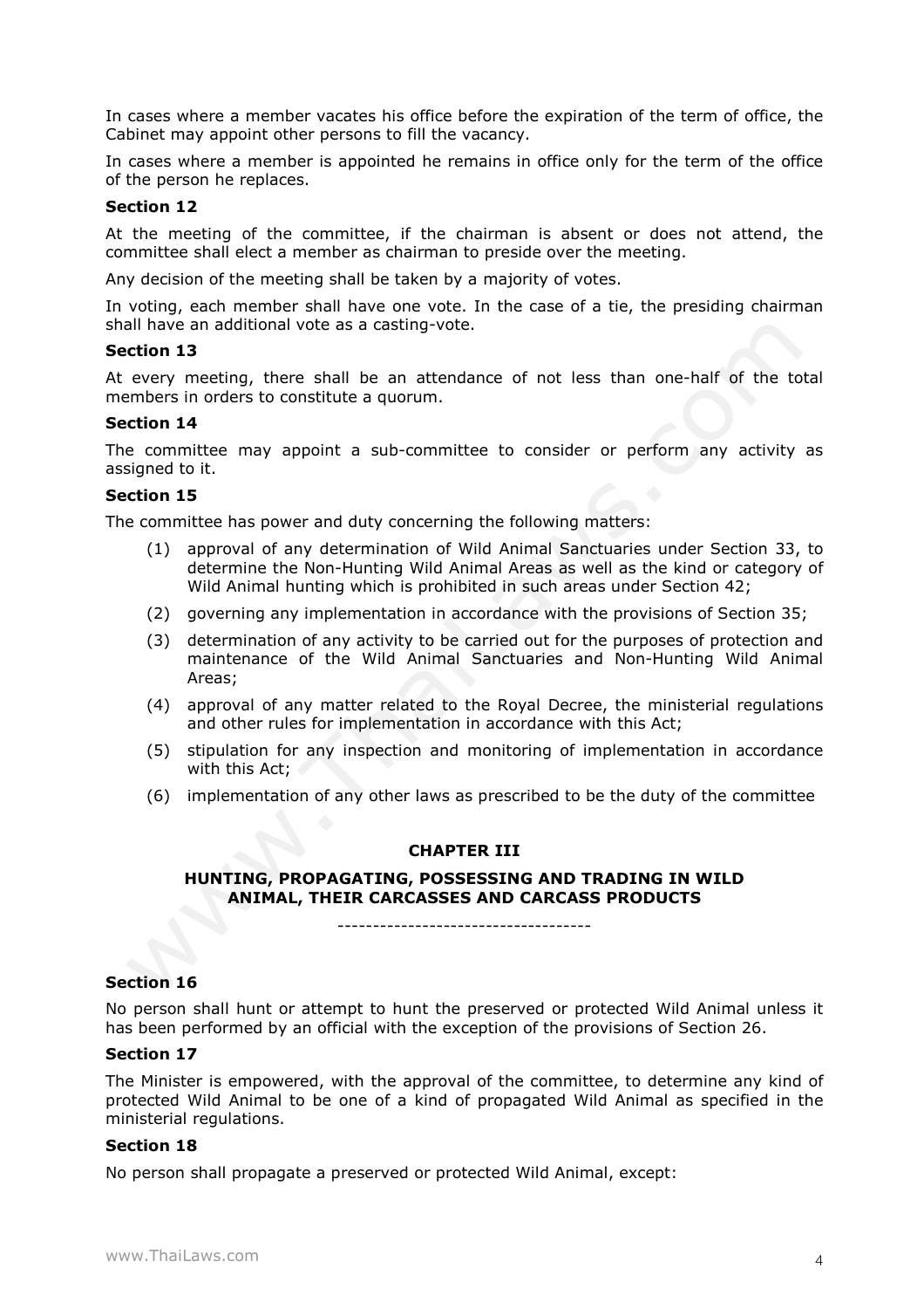In cases where a member vacates his office before the expiration of the term of office, the Cabinet may appoint other persons to fill the vacancy.

In cases where a member is appointed he remains in office only for the term of the office of the person he replaces.

**Section 12**

At the meeting of the committee, if the chairman is absent or does not attend, the committee shall elect a member as chairman to preside over the meeting.

Any decision of the meeting shall be taken by a majority of votes.

In voting, each member shall have one vote. In the case of a tie, the presiding chairman shall have an additional vote as a casting-vote.

**Section 13**

At every meeting, there shall be an attendance of not less than one-half of the total members in orders to constitute a quorum.

**Section 14**

The committee may appoint a sub-committee to consider or perform any activity as assigned to it.

**Section 15**

The committee has power and duty concerning the following matters:

(1) approval of any determination of Wild Animal Sanctuaries under Section 33, to determine the Non-Hunting Wild Animal Areas as well as the kind or category of Wild Animal hunting which is prohibited in such areas under Section 42;

(2) governing any implementation in accordance with the provisions of Section 35;

(3) determination of any activity to be carried out for the purposes of protection and maintenance of the Wild Animal Sanctuaries and Non-Hunting Wild Animal Areas;

(4) approval of any matter related to the Royal Decree, the ministerial regulations and other rules for implementation in accordance with this Act;

(5) stipulation for any inspection and monitoring of implementation in accordance with this Act;

(6) implementation of any other laws as prescribed to be the duty of the committee

## CHAPTER III

## HUNTING, PROPAGATING, POSSESSING AND TRADING IN WILD ANIMAL, THEIR CARCASSES AND CARCASS PRODUCTS

-----------------------------------

**Section 16**

No person shall hunt or attempt to hunt the preserved or protected Wild Animal unless it has been performed by an official with the exception of the provisions of Section 26.

**Section 17**

The Minister is empowered, with the approval of the committee, to determine any kind of protected Wild Animal to be one of a kind of propagated Wild Animal as specified in the ministerial regulations.

**Section 18**

No person shall propagate a preserved or protected Wild Animal, except: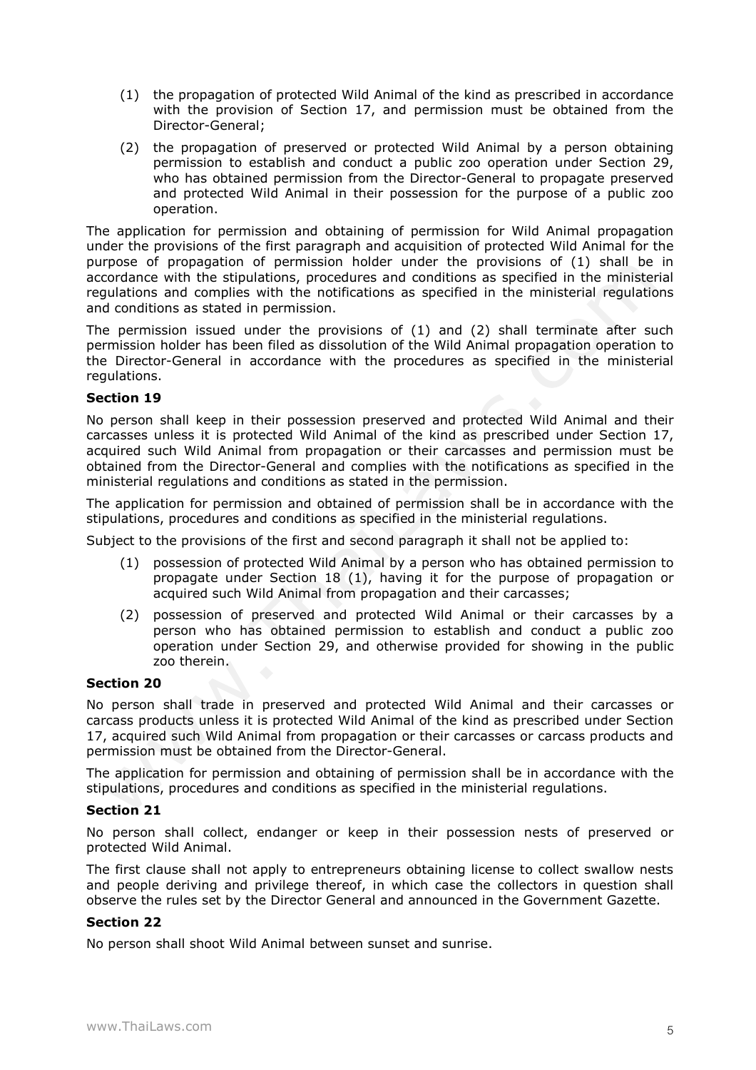(1) the propagation of protected Wild Animal of the kind as prescribed in accordance with the provision of Section 17, and permission must be obtained from the Director-General;

(2) the propagation of preserved or protected Wild Animal by a person obtaining permission to establish and conduct a public zoo operation under Section 29, who has obtained permission from the Director-General to propagate preserved and protected Wild Animal in their possession for the purpose of a public zoo operation.

The application for permission and obtaining of permission for Wild Animal propagation under the provisions of the first paragraph and acquisition of protected Wild Animal for the purpose of propagation of permission holder under the provisions of (1) shall be in accordance with the stipulations, procedures and conditions as specified in the ministerial regulations and complies with the notifications as specified in the ministerial regulations and conditions as stated in permission.

The permission issued under the provisions of (1) and (2) shall terminate after such permission holder has been filed as dissolution of the Wild Animal propagation operation to the Director-General in accordance with the procedures as specified in the ministerial regulations.

**Section 19**

No person shall keep in their possession preserved and protected Wild Animal and their carcasses unless it is protected Wild Animal of the kind as prescribed under Section 17, acquired such Wild Animal from propagation or their carcasses and permission must be obtained from the Director-General and complies with the notifications as specified in the ministerial regulations and conditions as stated in the permission.

The application for permission and obtained of permission shall be in accordance with the stipulations, procedures and conditions as specified in the ministerial regulations.

Subject to the provisions of the first and second paragraph it shall not be applied to:

(1) possession of protected Wild Animal by a person who has obtained permission to propagate under Section 18 (1), having it for the purpose of propagation or acquired such Wild Animal from propagation and their carcasses;

(2) possession of preserved and protected Wild Animal or their carcasses by a person who has obtained permission to establish and conduct a public zoo operation under Section 29, and otherwise provided for showing in the public zoo therein.

**Section 20**

No person shall trade in preserved and protected Wild Animal and their carcasses or carcass products unless it is protected Wild Animal of the kind as prescribed under Section 17, acquired such Wild Animal from propagation or their carcasses or carcass products and permission must be obtained from the Director-General.

The application for permission and obtaining of permission shall be in accordance with the stipulations, procedures and conditions as specified in the ministerial regulations.

**Section 21**

No person shall collect, endanger or keep in their possession nests of preserved or protected Wild Animal.

The first clause shall not apply to entrepreneurs obtaining license to collect swallow nests and people deriving and privilege thereof, in which case the collectors in question shall observe the rules set by the Director General and announced in the Government Gazette.

**Section 22**

No person shall shoot Wild Animal between sunset and sunrise.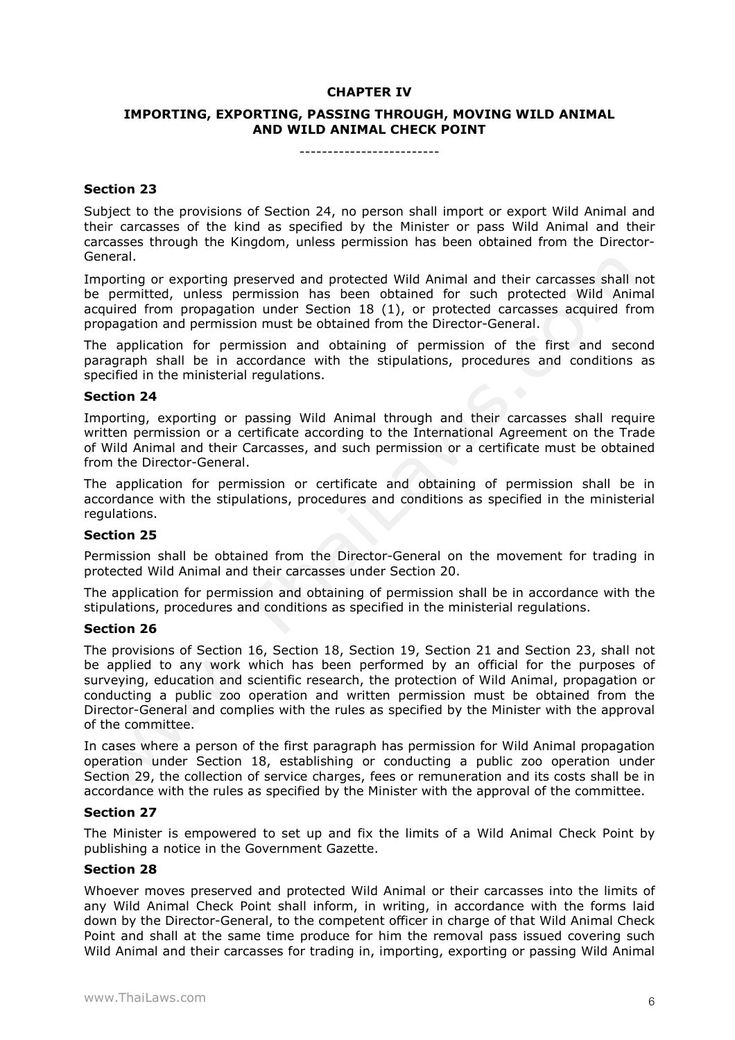## CHAPTER IV

## IMPORTING, EXPORTING, PASSING THROUGH, MOVING WILD ANIMAL AND WILD ANIMAL CHECK POINT

-------------------------

### Section 23

Subject to the provisions of Section 24, no person shall import or export Wild Animal and their carcasses of the kind as specified by the Minister or pass Wild Animal and their carcasses through the Kingdom, unless permission has been obtained from the Director-General.

Importing or exporting preserved and protected Wild Animal and their carcasses shall not be permitted, unless permission has been obtained for such protected Wild Animal acquired from propagation under Section 18 (1), or protected carcasses acquired from propagation and permission must be obtained from the Director-General.

The application for permission and obtaining of permission of the first and second paragraph shall be in accordance with the stipulations, procedures and conditions as specified in the ministerial regulations.

### Section 24

Importing, exporting or passing Wild Animal through and their carcasses shall require written permission or a certificate according to the International Agreement on the Trade of Wild Animal and their Carcasses, and such permission or a certificate must be obtained from the Director-General.

The application for permission or certificate and obtaining of permission shall be in accordance with the stipulations, procedures and conditions as specified in the ministerial regulations.

### Section 25

Permission shall be obtained from the Director-General on the movement for trading in protected Wild Animal and their carcasses under Section 20.

The application for permission and obtaining of permission shall be in accordance with the stipulations, procedures and conditions as specified in the ministerial regulations.

### Section 26

The provisions of Section 16, Section 18, Section 19, Section 21 and Section 23, shall not be applied to any work which has been performed by an official for the purposes of surveying, education and scientific research, the protection of Wild Animal, propagation or conducting a public zoo operation and written permission must be obtained from the Director-General and complies with the rules as specified by the Minister with the approval of the committee.

In cases where a person of the first paragraph has permission for Wild Animal propagation operation under Section 18, establishing or conducting a public zoo operation under Section 29, the collection of service charges, fees or remuneration and its costs shall be in accordance with the rules as specified by the Minister with the approval of the committee.

### Section 27

The Minister is empowered to set up and fix the limits of a Wild Animal Check Point by publishing a notice in the Government Gazette.

### Section 28

Whoever moves preserved and protected Wild Animal or their carcasses into the limits of any Wild Animal Check Point shall inform, in writing, in accordance with the forms laid down by the Director-General, to the competent officer in charge of that Wild Animal Check Point and shall at the same time produce for him the removal pass issued covering such Wild Animal and their carcasses for trading in, importing, exporting or passing Wild Animal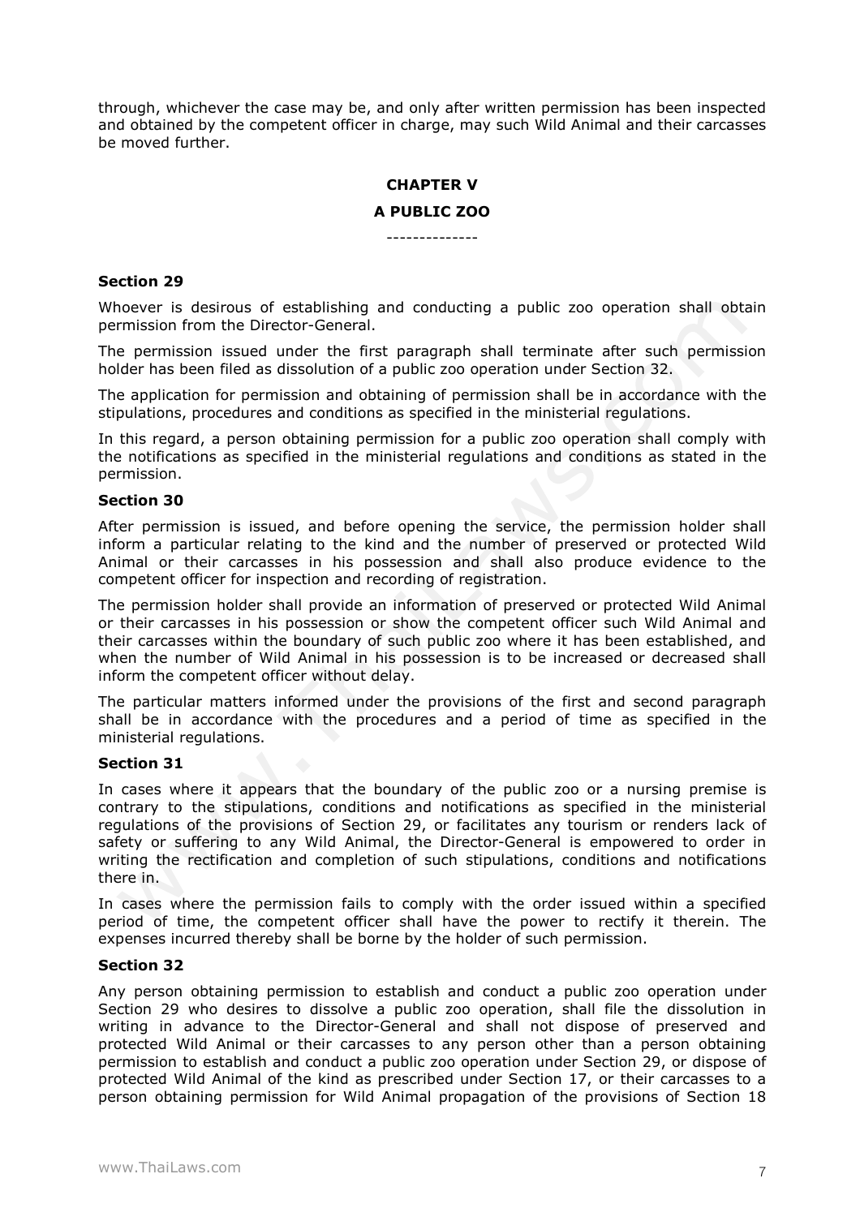through, whichever the case may be, and only after written permission has been inspected and obtained by the competent officer in charge, may such Wild Animal and their carcasses be moved further.

## CHAPTER V

## A PUBLIC ZOO

--------------

### Section 29

Whoever is desirous of establishing and conducting a public zoo operation shall obtain permission from the Director-General.

The permission issued under the first paragraph shall terminate after such permission holder has been filed as dissolution of a public zoo operation under Section 32.

The application for permission and obtaining of permission shall be in accordance with the stipulations, procedures and conditions as specified in the ministerial regulations.

In this regard, a person obtaining permission for a public zoo operation shall comply with the notifications as specified in the ministerial regulations and conditions as stated in the permission.

### Section 30

After permission is issued, and before opening the service, the permission holder shall inform a particular relating to the kind and the number of preserved or protected Wild Animal or their carcasses in his possession and shall also produce evidence to the competent officer for inspection and recording of registration.

The permission holder shall provide an information of preserved or protected Wild Animal or their carcasses in his possession or show the competent officer such Wild Animal and their carcasses within the boundary of such public zoo where it has been established, and when the number of Wild Animal in his possession is to be increased or decreased shall inform the competent officer without delay.

The particular matters informed under the provisions of the first and second paragraph shall be in accordance with the procedures and a period of time as specified in the ministerial regulations.

### Section 31

In cases where it appears that the boundary of the public zoo or a nursing premise is contrary to the stipulations, conditions and notifications as specified in the ministerial regulations of the provisions of Section 29, or facilitates any tourism or renders lack of safety or suffering to any Wild Animal, the Director-General is empowered to order in writing the rectification and completion of such stipulations, conditions and notifications there in.

In cases where the permission fails to comply with the order issued within a specified period of time, the competent officer shall have the power to rectify it therein. The expenses incurred thereby shall be borne by the holder of such permission.

### Section 32

Any person obtaining permission to establish and conduct a public zoo operation under Section 29 who desires to dissolve a public zoo operation, shall file the dissolution in writing in advance to the Director-General and shall not dispose of preserved and protected Wild Animal or their carcasses to any person other than a person obtaining permission to establish and conduct a public zoo operation under Section 29, or dispose of protected Wild Animal of the kind as prescribed under Section 17, or their carcasses to a person obtaining permission for Wild Animal propagation of the provisions of Section 18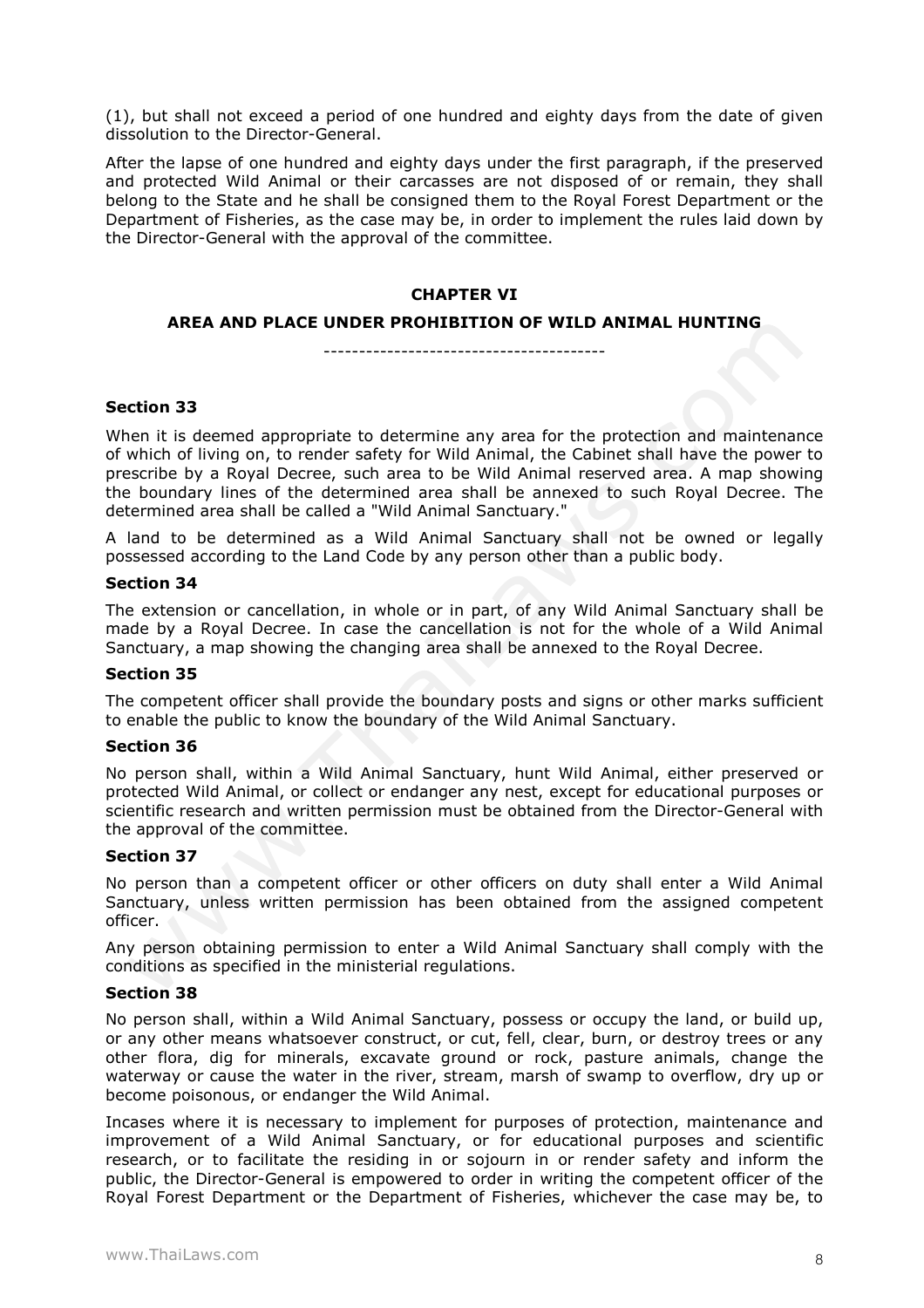(1), but shall not exceed a period of one hundred and eighty days from the date of given dissolution to the Director-General.

After the lapse of one hundred and eighty days under the first paragraph, if the preserved and protected Wild Animal or their carcasses are not disposed of or remain, they shall belong to the State and he shall be consigned them to the Royal Forest Department or the Department of Fisheries, as the case may be, in order to implement the rules laid down by the Director-General with the approval of the committee.

## CHAPTER VI

## AREA AND PLACE UNDER PROHIBITION OF WILD ANIMAL HUNTING

---

### Section 33

When it is deemed appropriate to determine any area for the protection and maintenance of which of living on, to render safety for Wild Animal, the Cabinet shall have the power to prescribe by a Royal Decree, such area to be Wild Animal reserved area. A map showing the boundary lines of the determined area shall be annexed to such Royal Decree. The determined area shall be called a "Wild Animal Sanctuary."

A land to be determined as a Wild Animal Sanctuary shall not be owned or legally possessed according to the Land Code by any person other than a public body.

### Section 34

The extension or cancellation, in whole or in part, of any Wild Animal Sanctuary shall be made by a Royal Decree. In case the cancellation is not for the whole of a Wild Animal Sanctuary, a map showing the changing area shall be annexed to the Royal Decree.

### Section 35

The competent officer shall provide the boundary posts and signs or other marks sufficient to enable the public to know the boundary of the Wild Animal Sanctuary.

### Section 36

No person shall, within a Wild Animal Sanctuary, hunt Wild Animal, either preserved or protected Wild Animal, or collect or endanger any nest, except for educational purposes or scientific research and written permission must be obtained from the Director-General with the approval of the committee.

### Section 37

No person than a competent officer or other officers on duty shall enter a Wild Animal Sanctuary, unless written permission has been obtained from the assigned competent officer.

Any person obtaining permission to enter a Wild Animal Sanctuary shall comply with the conditions as specified in the ministerial regulations.

### Section 38

No person shall, within a Wild Animal Sanctuary, possess or occupy the land, or build up, or any other means whatsoever construct, or cut, fell, clear, burn, or destroy trees or any other flora, dig for minerals, excavate ground or rock, pasture animals, change the waterway or cause the water in the river, stream, marsh of swamp to overflow, dry up or become poisonous, or endanger the Wild Animal.

Incases where it is necessary to implement for purposes of protection, maintenance and improvement of a Wild Animal Sanctuary, or for educational purposes and scientific research, or to facilitate the residing in or sojourn in or render safety and inform the public, the Director-General is empowered to order in writing the competent officer of the Royal Forest Department or the Department of Fisheries, whichever the case may be, to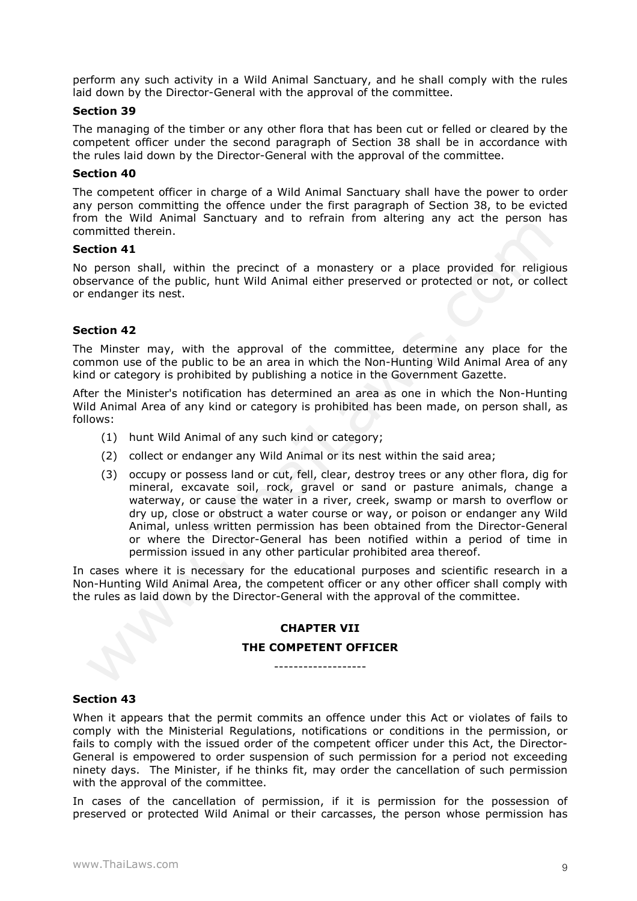perform any such activity in a Wild Animal Sanctuary, and he shall comply with the rules laid down by the Director-General with the approval of the committee.

**Section 39**

The managing of the timber or any other flora that has been cut or felled or cleared by the competent officer under the second paragraph of Section 38 shall be in accordance with the rules laid down by the Director-General with the approval of the committee.

**Section 40**

The competent officer in charge of a Wild Animal Sanctuary shall have the power to order any person committing the offence under the first paragraph of Section 38, to be evicted from the Wild Animal Sanctuary and to refrain from altering any act the person has committed therein.

**Section 41**

No person shall, within the precinct of a monastery or a place provided for religious observance of the public, hunt Wild Animal either preserved or protected or not, or collect or endanger its nest.

**Section 42**

The Minster may, with the approval of the committee, determine any place for the common use of the public to be an area in which the Non-Hunting Wild Animal Area of any kind or category is prohibited by publishing a notice in the Government Gazette.

After the Minister's notification has determined an area as one in which the Non-Hunting Wild Animal Area of any kind or category is prohibited has been made, on person shall, as follows:

(1) hunt Wild Animal of any such kind or category;

(2) collect or endanger any Wild Animal or its nest within the said area;

(3) occupy or possess land or cut, fell, clear, destroy trees or any other flora, dig for mineral, excavate soil, rock, gravel or sand or pasture animals, change a waterway, or cause the water in a river, creek, swamp or marsh to overflow or dry up, close or obstruct a water course or way, or poison or endanger any Wild Animal, unless written permission has been obtained from the Director-General or where the Director-General has been notified within a period of time in permission issued in any other particular prohibited area thereof.

In cases where it is necessary for the educational purposes and scientific research in a Non-Hunting Wild Animal Area, the competent officer or any other officer shall comply with the rules as laid down by the Director-General with the approval of the committee.

## CHAPTER VII

## THE COMPETENT OFFICER

-------------------

**Section 43**

When it appears that the permit commits an offence under this Act or violates of fails to comply with the Ministerial Regulations, notifications or conditions in the permission, or fails to comply with the issued order of the competent officer under this Act, the Director-General is empowered to order suspension of such permission for a period not exceeding ninety days. The Minister, if he thinks fit, may order the cancellation of such permission with the approval of the committee.

In cases of the cancellation of permission, if it is permission for the possession of preserved or protected Wild Animal or their carcasses, the person whose permission has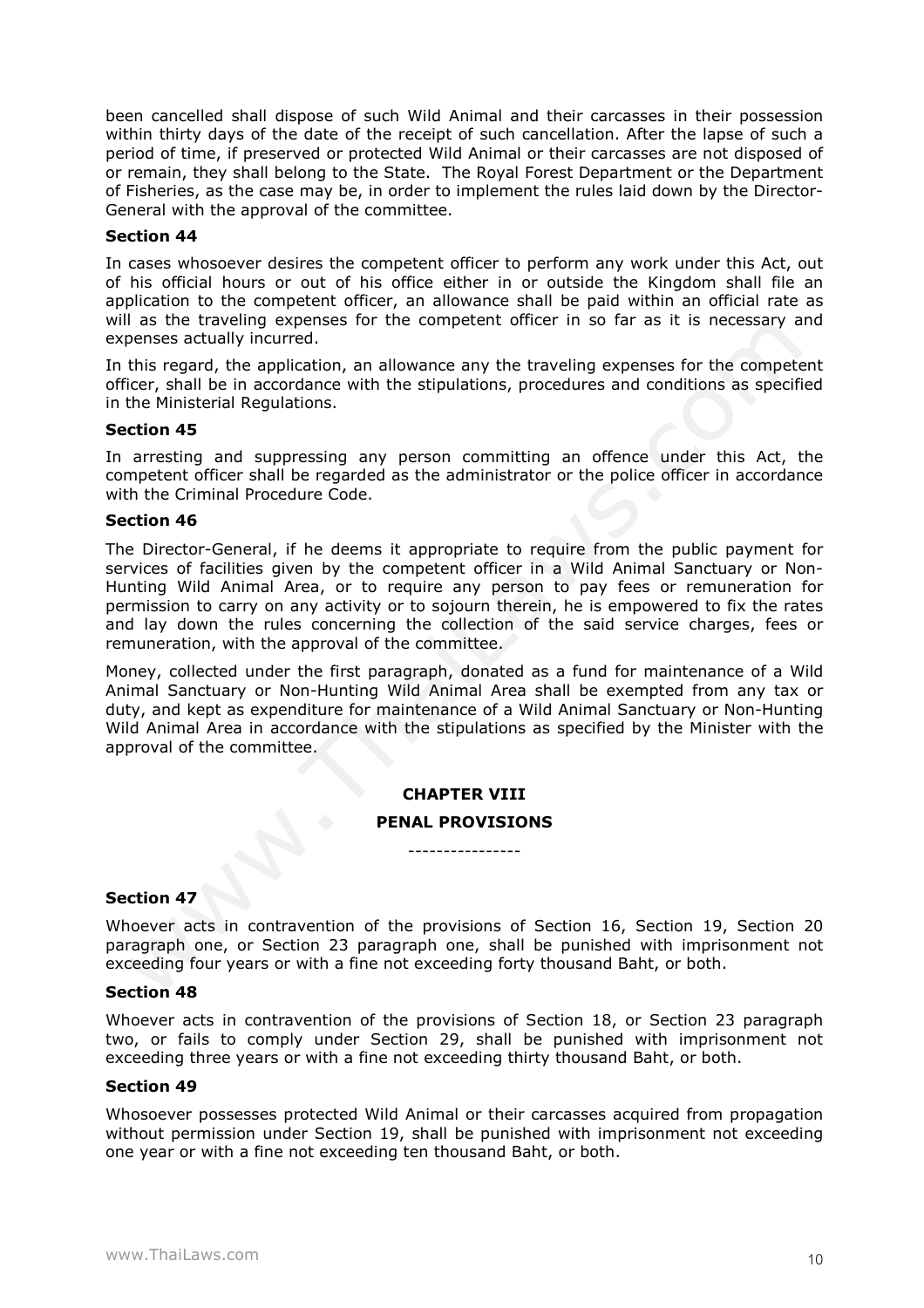been cancelled shall dispose of such Wild Animal and their carcasses in their possession within thirty days of the date of the receipt of such cancellation. After the lapse of such a period of time, if preserved or protected Wild Animal or their carcasses are not disposed of or remain, they shall belong to the State. The Royal Forest Department or the Department of Fisheries, as the case may be, in order to implement the rules laid down by the Director-General with the approval of the committee.

**Section 44**

In cases whosoever desires the competent officer to perform any work under this Act, out of his official hours or out of his office either in or outside the Kingdom shall file an application to the competent officer, an allowance shall be paid within an official rate as will as the traveling expenses for the competent officer in so far as it is necessary and expenses actually incurred.

In this regard, the application, an allowance any the traveling expenses for the competent officer, shall be in accordance with the stipulations, procedures and conditions as specified in the Ministerial Regulations.

**Section 45**

In arresting and suppressing any person committing an offence under this Act, the competent officer shall be regarded as the administrator or the police officer in accordance with the Criminal Procedure Code.

**Section 46**

The Director-General, if he deems it appropriate to require from the public payment for services of facilities given by the competent officer in a Wild Animal Sanctuary or Non-Hunting Wild Animal Area, or to require any person to pay fees or remuneration for permission to carry on any activity or to sojourn therein, he is empowered to fix the rates and lay down the rules concerning the collection of the said service charges, fees or remuneration, with the approval of the committee.

Money, collected under the first paragraph, donated as a fund for maintenance of a Wild Animal Sanctuary or Non-Hunting Wild Animal Area shall be exempted from any tax or duty, and kept as expenditure for maintenance of a Wild Animal Sanctuary or Non-Hunting Wild Animal Area in accordance with the stipulations as specified by the Minister with the approval of the committee.

## CHAPTER VIII

## PENAL PROVISIONS

----------------

**Section 47**

Whoever acts in contravention of the provisions of Section 16, Section 19, Section 20 paragraph one, or Section 23 paragraph one, shall be punished with imprisonment not exceeding four years or with a fine not exceeding forty thousand Baht, or both.

**Section 48**

Whoever acts in contravention of the provisions of Section 18, or Section 23 paragraph two, or fails to comply under Section 29, shall be punished with imprisonment not exceeding three years or with a fine not exceeding thirty thousand Baht, or both.

**Section 49**

Whosoever possesses protected Wild Animal or their carcasses acquired from propagation without permission under Section 19, shall be punished with imprisonment not exceeding one year or with a fine not exceeding ten thousand Baht, or both.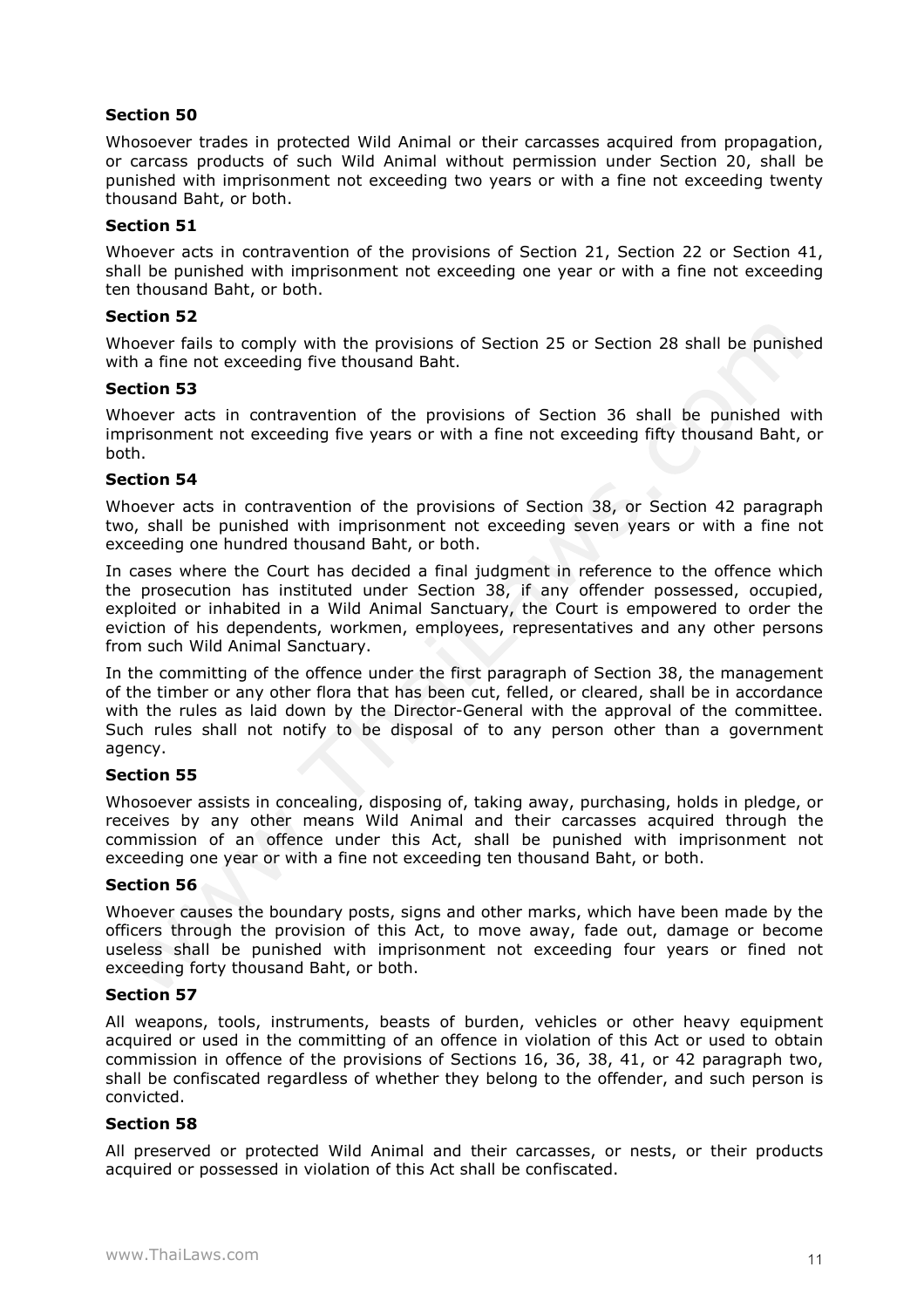**Section 50**

Whosoever trades in protected Wild Animal or their carcasses acquired from propagation, or carcass products of such Wild Animal without permission under Section 20, shall be punished with imprisonment not exceeding two years or with a fine not exceeding twenty thousand Baht, or both.

**Section 51**

Whoever acts in contravention of the provisions of Section 21, Section 22 or Section 41, shall be punished with imprisonment not exceeding one year or with a fine not exceeding ten thousand Baht, or both.

**Section 52**

Whoever fails to comply with the provisions of Section 25 or Section 28 shall be punished with a fine not exceeding five thousand Baht.

**Section 53**

Whoever acts in contravention of the provisions of Section 36 shall be punished with imprisonment not exceeding five years or with a fine not exceeding fifty thousand Baht, or both.

**Section 54**

Whoever acts in contravention of the provisions of Section 38, or Section 42 paragraph two, shall be punished with imprisonment not exceeding seven years or with a fine not exceeding one hundred thousand Baht, or both.

In cases where the Court has decided a final judgment in reference to the offence which the prosecution has instituted under Section 38, if any offender possessed, occupied, exploited or inhabited in a Wild Animal Sanctuary, the Court is empowered to order the eviction of his dependents, workmen, employees, representatives and any other persons from such Wild Animal Sanctuary.

In the committing of the offence under the first paragraph of Section 38, the management of the timber or any other flora that has been cut, felled, or cleared, shall be in accordance with the rules as laid down by the Director-General with the approval of the committee. Such rules shall not notify to be disposal of to any person other than a government agency.

**Section 55**

Whosoever assists in concealing, disposing of, taking away, purchasing, holds in pledge, or receives by any other means Wild Animal and their carcasses acquired through the commission of an offence under this Act, shall be punished with imprisonment not exceeding one year or with a fine not exceeding ten thousand Baht, or both.

**Section 56**

Whoever causes the boundary posts, signs and other marks, which have been made by the officers through the provision of this Act, to move away, fade out, damage or become useless shall be punished with imprisonment not exceeding four years or fined not exceeding forty thousand Baht, or both.

**Section 57**

All weapons, tools, instruments, beasts of burden, vehicles or other heavy equipment acquired or used in the committing of an offence in violation of this Act or used to obtain commission in offence of the provisions of Sections 16, 36, 38, 41, or 42 paragraph two, shall be confiscated regardless of whether they belong to the offender, and such person is convicted.

**Section 58**

All preserved or protected Wild Animal and their carcasses, or nests, or their products acquired or possessed in violation of this Act shall be confiscated.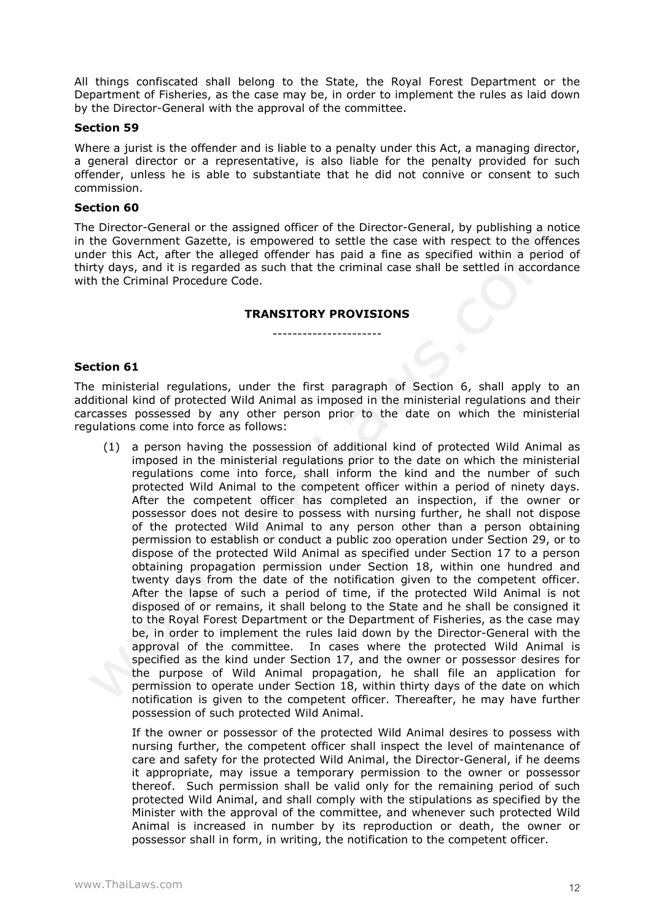All things confiscated shall belong to the State, the Royal Forest Department or the Department of Fisheries, as the case may be, in order to implement the rules as laid down by the Director-General with the approval of the committee.

**Section 59**

Where a jurist is the offender and is liable to a penalty under this Act, a managing director, a general director or a representative, is also liable for the penalty provided for such offender, unless he is able to substantiate that he did not connive or consent to such commission.

**Section 60**

The Director-General or the assigned officer of the Director-General, by publishing a notice in the Government Gazette, is empowered to settle the case with respect to the offences under this Act, after the alleged offender has paid a fine as specified within a period of thirty days, and it is regarded as such that the criminal case shall be settled in accordance with the Criminal Procedure Code.

**TRANSITORY PROVISIONS**

----------------------

**Section 61**

The ministerial regulations, under the first paragraph of Section 6, shall apply to an additional kind of protected Wild Animal as imposed in the ministerial regulations and their carcasses possessed by any other person prior to the date on which the ministerial regulations come into force as follows:

(1) a person having the possession of additional kind of protected Wild Animal as imposed in the ministerial regulations prior to the date on which the ministerial regulations come into force, shall inform the kind and the number of such protected Wild Animal to the competent officer within a period of ninety days. After the competent officer has completed an inspection, if the owner or possessor does not desire to possess with nursing further, he shall not dispose of the protected Wild Animal to any person other than a person obtaining permission to establish or conduct a public zoo operation under Section 29, or to dispose of the protected Wild Animal as specified under Section 17 to a person obtaining propagation permission under Section 18, within one hundred and twenty days from the date of the notification given to the competent officer. After the lapse of such a period of time, if the protected Wild Animal is not disposed of or remains, it shall belong to the State and he shall be consigned it to the Royal Forest Department or the Department of Fisheries, as the case may be, in order to implement the rules laid down by the Director-General with the approval of the committee. In cases where the protected Wild Animal is specified as the kind under Section 17, and the owner or possessor desires for the purpose of Wild Animal propagation, he shall file an application for permission to operate under Section 18, within thirty days of the date on which notification is given to the competent officer. Thereafter, he may have further possession of such protected Wild Animal.

    If the owner or possessor of the protected Wild Animal desires to possess with nursing further, the competent officer shall inspect the level of maintenance of care and safety for the protected Wild Animal, the Director-General, if he deems it appropriate, may issue a temporary permission to the owner or possessor thereof. Such permission shall be valid only for the remaining period of such protected Wild Animal, and shall comply with the stipulations as specified by the Minister with the approval of the committee, and whenever such protected Wild Animal is increased in number by its reproduction or death, the owner or possessor shall in form, in writing, the notification to the competent officer.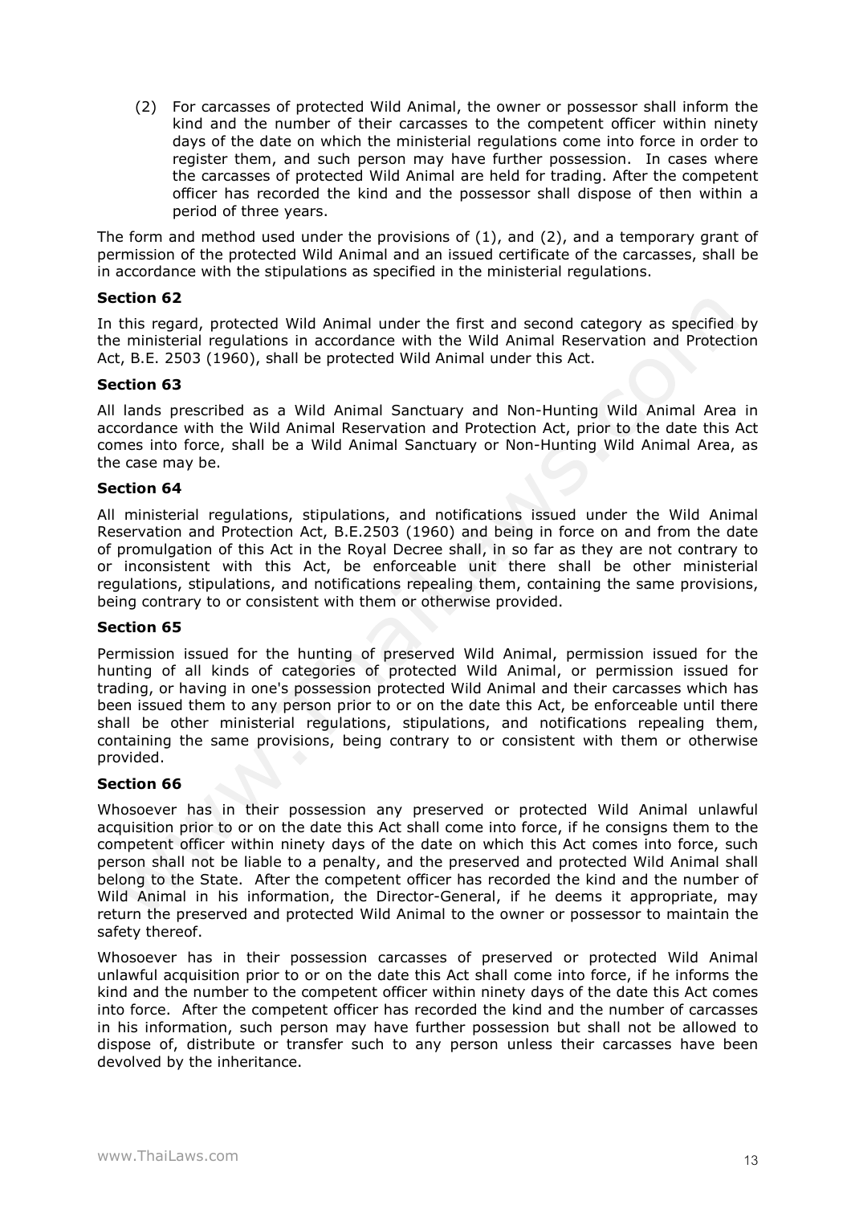(2) For carcasses of protected Wild Animal, the owner or possessor shall inform the kind and the number of their carcasses to the competent officer within ninety days of the date on which the ministerial regulations come into force in order to register them, and such person may have further possession. In cases where the carcasses of protected Wild Animal are held for trading. After the competent officer has recorded the kind and the possessor shall dispose of then within a period of three years.

The form and method used under the provisions of (1), and (2), and a temporary grant of permission of the protected Wild Animal and an issued certificate of the carcasses, shall be in accordance with the stipulations as specified in the ministerial regulations.

**Section 62**

In this regard, protected Wild Animal under the first and second category as specified by the ministerial regulations in accordance with the Wild Animal Reservation and Protection Act, B.E. 2503 (1960), shall be protected Wild Animal under this Act.

**Section 63**

All lands prescribed as a Wild Animal Sanctuary and Non-Hunting Wild Animal Area in accordance with the Wild Animal Reservation and Protection Act, prior to the date this Act comes into force, shall be a Wild Animal Sanctuary or Non-Hunting Wild Animal Area, as the case may be.

**Section 64**

All ministerial regulations, stipulations, and notifications issued under the Wild Animal Reservation and Protection Act, B.E.2503 (1960) and being in force on and from the date of promulgation of this Act in the Royal Decree shall, in so far as they are not contrary to or inconsistent with this Act, be enforceable unit there shall be other ministerial regulations, stipulations, and notifications repealing them, containing the same provisions, being contrary to or consistent with them or otherwise provided.

**Section 65**

Permission issued for the hunting of preserved Wild Animal, permission issued for the hunting of all kinds of categories of protected Wild Animal, or permission issued for trading, or having in one's possession protected Wild Animal and their carcasses which has been issued them to any person prior to or on the date this Act, be enforceable until there shall be other ministerial regulations, stipulations, and notifications repealing them, containing the same provisions, being contrary to or consistent with them or otherwise provided.

**Section 66**

Whosoever has in their possession any preserved or protected Wild Animal unlawful acquisition prior to or on the date this Act shall come into force, if he consigns them to the competent officer within ninety days of the date on which this Act comes into force, such person shall not be liable to a penalty, and the preserved and protected Wild Animal shall belong to the State. After the competent officer has recorded the kind and the number of Wild Animal in his information, the Director-General, if he deems it appropriate, may return the preserved and protected Wild Animal to the owner or possessor to maintain the safety thereof.

Whosoever has in their possession carcasses of preserved or protected Wild Animal unlawful acquisition prior to or on the date this Act shall come into force, if he informs the kind and the number to the competent officer within ninety days of the date this Act comes into force. After the competent officer has recorded the kind and the number of carcasses in his information, such person may have further possession but shall not be allowed to dispose of, distribute or transfer such to any person unless their carcasses have been devolved by the inheritance.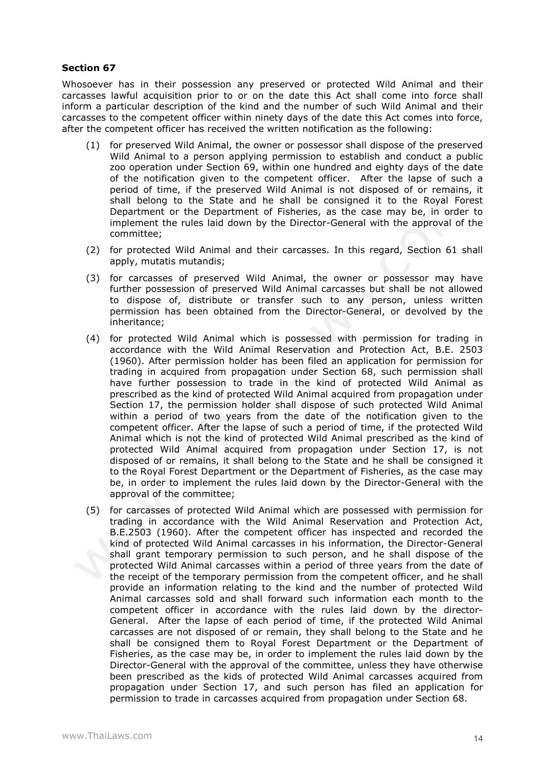**Section 67**

Whosoever has in their possession any preserved or protected Wild Animal and their carcasses lawful acquisition prior to or on the date this Act shall come into force shall inform a particular description of the kind and the number of such Wild Animal and their carcasses to the competent officer within ninety days of the date this Act comes into force, after the competent officer has received the written notification as the following:

(1) for preserved Wild Animal, the owner or possessor shall dispose of the preserved Wild Animal to a person applying permission to establish and conduct a public zoo operation under Section 69, within one hundred and eighty days of the date of the notification given to the competent officer. After the lapse of such a period of time, if the preserved Wild Animal is not disposed of or remains, it shall belong to the State and he shall be consigned it to the Royal Forest Department or the Department of Fisheries, as the case may be, in order to implement the rules laid down by the Director-General with the approval of the committee;

(2) for protected Wild Animal and their carcasses. In this regard, Section 61 shall apply, mutatis mutandis;

(3) for carcasses of preserved Wild Animal, the owner or possessor may have further possession of preserved Wild Animal carcasses but shall be not allowed to dispose of, distribute or transfer such to any person, unless written permission has been obtained from the Director-General, or devolved by the inheritance;

(4) for protected Wild Animal which is possessed with permission for trading in accordance with the Wild Animal Reservation and Protection Act, B.E. 2503 (1960). After permission holder has been filed an application for permission for trading in acquired from propagation under Section 68, such permission shall have further possession to trade in the kind of protected Wild Animal as prescribed as the kind of protected Wild Animal acquired from propagation under Section 17, the permission holder shall dispose of such protected Wild Animal within a period of two years from the date of the notification given to the competent officer. After the lapse of such a period of time, if the protected Wild Animal which is not the kind of protected Wild Animal prescribed as the kind of protected Wild Animal acquired from propagation under Section 17, is not disposed of or remains, it shall belong to the State and he shall be consigned it to the Royal Forest Department or the Department of Fisheries, as the case may be, in order to implement the rules laid down by the Director-General with the approval of the committee;

(5) for carcasses of protected Wild Animal which are possessed with permission for trading in accordance with the Wild Animal Reservation and Protection Act, B.E.2503 (1960). After the competent officer has inspected and recorded the kind of protected Wild Animal carcasses in his information, the Director-General shall grant temporary permission to such person, and he shall dispose of the protected Wild Animal carcasses within a period of three years from the date of the receipt of the temporary permission from the competent officer, and he shall provide an information relating to the kind and the number of protected Wild Animal carcasses sold and shall forward such information each month to the competent officer in accordance with the rules laid down by the director-General. After the lapse of each period of time, if the protected Wild Animal carcasses are not disposed of or remain, they shall belong to the State and he shall be consigned them to Royal Forest Department or the Department of Fisheries, as the case may be, in order to implement the rules laid down by the Director-General with the approval of the committee, unless they have otherwise been prescribed as the kids of protected Wild Animal carcasses acquired from propagation under Section 17, and such person has filed an application for permission to trade in carcasses acquired from propagation under Section 68.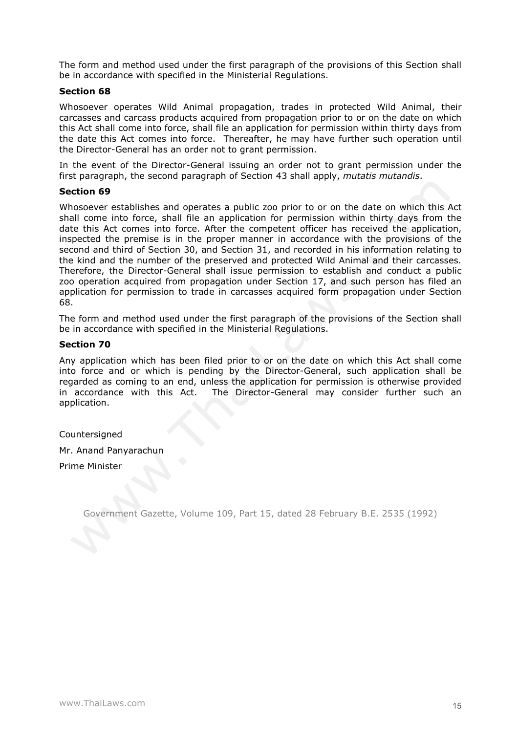The form and method used under the first paragraph of the provisions of this Section shall be in accordance with specified in the Ministerial Regulations.

**Section 68**

Whosoever operates Wild Animal propagation, trades in protected Wild Animal, their carcasses and carcass products acquired from propagation prior to or on the date on which this Act shall come into force, shall file an application for permission within thirty days from the date this Act comes into force. Thereafter, he may have further such operation until the Director-General has an order not to grant permission.

In the event of the Director-General issuing an order not to grant permission under the first paragraph, the second paragraph of Section 43 shall apply, *mutatis mutandis*.

**Section 69**

Whosoever establishes and operates a public zoo prior to or on the date on which this Act shall come into force, shall file an application for permission within thirty days from the date this Act comes into force. After the competent officer has received the application, inspected the premise is in the proper manner in accordance with the provisions of the second and third of Section 30, and Section 31, and recorded in his information relating to the kind and the number of the preserved and protected Wild Animal and their carcasses. Therefore, the Director-General shall issue permission to establish and conduct a public zoo operation acquired from propagation under Section 17, and such person has filed an application for permission to trade in carcasses acquired form propagation under Section 68.

The form and method used under the first paragraph of the provisions of the Section shall be in accordance with specified in the Ministerial Regulations.

**Section 70**

Any application which has been filed prior to or on the date on which this Act shall come into force and or which is pending by the Director-General, such application shall be regarded as coming to an end, unless the application for permission is otherwise provided in accordance with this Act. The Director-General may consider further such an application.

Countersigned

Mr. Anand Panyarachun

Prime Minister

Government Gazette, Volume 109, Part 15, dated 28 February B.E. 2535 (1992)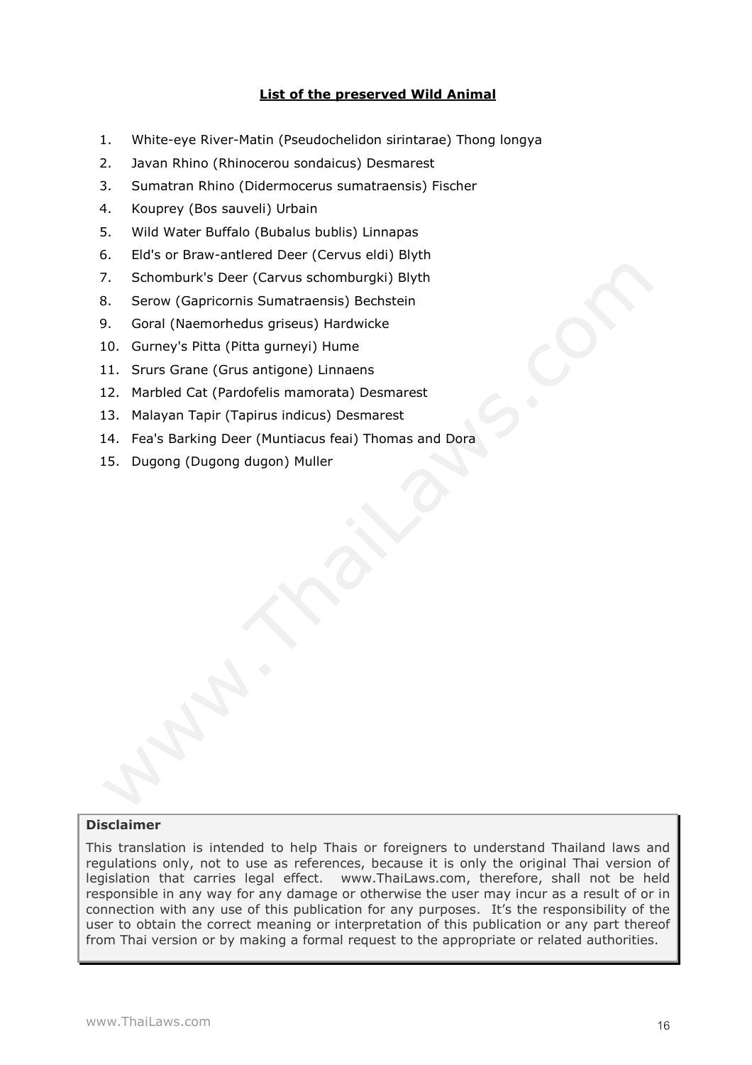**List of the preserved Wild Animal**

1. White-eye River-Matin (Pseudochelidon sirintarae) Thong longya
2. Javan Rhino (Rhinocerou sondaicus) Desmarest
3. Sumatran Rhino (Didermocerus sumatraensis) Fischer
4. Kouprey (Bos sauveli) Urbain
5. Wild Water Buffalo (Bubalus bublis) Linnapas
6. Eld's or Braw-antlered Deer (Cervus eldi) Blyth
7. Schomburk's Deer (Carvus schomburgki) Blyth
8. Serow (Gapricornis Sumatraensis) Bechstein
9. Goral (Naemorhedus griseus) Hardwicke
10. Gurney's Pitta (Pitta gurneyi) Hume
11. Srurs Grane (Grus antigone) Linnaens
12. Marbled Cat (Pardofelis mamorata) Desmarest
13. Malayan Tapir (Tapirus indicus) Desmarest
14. Fea's Barking Deer (Muntiacus feai) Thomas and Dora
15. Dugong (Dugong dugon) Muller

**Disclaimer**

This translation is intended to help Thais or foreigners to understand Thailand laws and regulations only, not to use as references, because it is only the original Thai version of legislation that carries legal effect. www.ThaiLaws.com, therefore, shall not be held responsible in any way for any damage or otherwise the user may incur as a result of or in connection with any use of this publication for any purposes. It's the responsibility of the user to obtain the correct meaning or interpretation of this publication or any part thereof from Thai version or by making a formal request to the appropriate or related authorities.